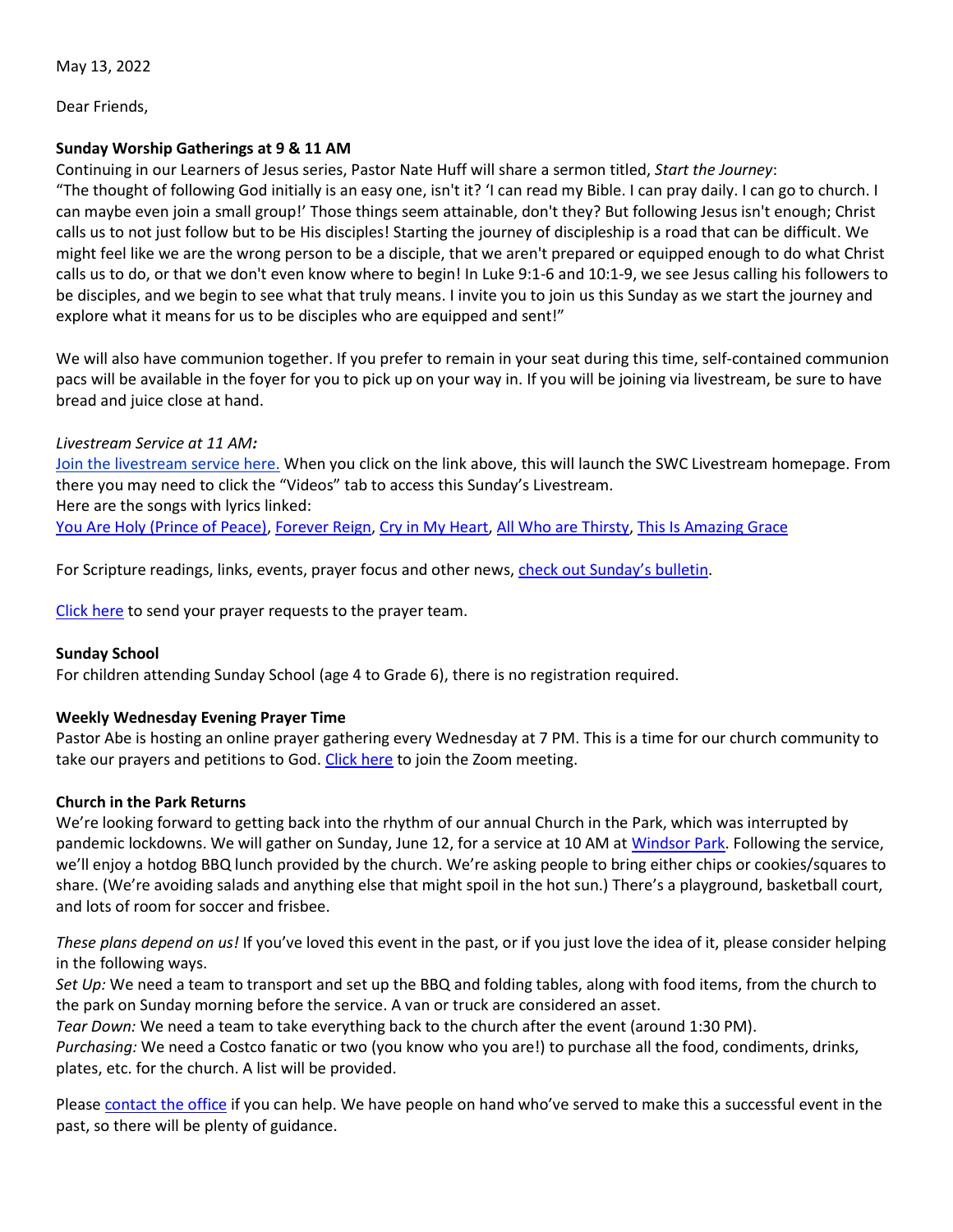May 13, 2022

Dear Friends,

**Sunday Worship Gatherings at 9 & 11 AM**

Continuing in our Learners of Jesus series, Pastor Nate Huff will share a sermon titled, *Start the Journey*: "The thought of following God initially is an easy one, isn't it? 'I can read my Bible. I can pray daily. I can go to church. I can maybe even join a small group!' Those things seem attainable, don't they? But following Jesus isn't enough; Christ calls us to not just follow but to be His disciples! Starting the journey of discipleship is a road that can be difficult. We might feel like we are the wrong person to be a disciple, that we aren't prepared or equipped enough to do what Christ calls us to do, or that we don't even know where to begin! In Luke 9:1-6 and 10:1-9, we see Jesus calling his followers to be disciples, and we begin to see what that truly means. I invite you to join us this Sunday as we start the journey and explore what it means for us to be disciples who are equipped and sent!"

We will also have communion together. If you prefer to remain in your seat during this time, self-contained communion pacs will be available in the foyer for you to pick up on your way in. If you will be joining via livestream, be sure to have bread and juice close at hand.

*Livestream Service at 11 AM:*

Join the livestream service here. When you click on the link above, this will launch the SWC Livestream homepage. From there you may need to click the "Videos" tab to access this Sunday's Livestream.

Here are the songs with lyrics linked:

You Are Holy (Prince of Peace), Forever Reign, Cry in My Heart, All Who are Thirsty, This Is Amazing Grace

For Scripture readings, links, events, prayer focus and other news, check out Sunday's bulletin.

Click here to send your prayer requests to the prayer team.

**Sunday School**

For children attending Sunday School (age 4 to Grade 6), there is no registration required.

**Weekly Wednesday Evening Prayer Time**

Pastor Abe is hosting an online prayer gathering every Wednesday at 7 PM. This is a time for our church community to take our prayers and petitions to God. Click here to join the Zoom meeting.

**Church in the Park Returns**

We're looking forward to getting back into the rhythm of our annual Church in the Park, which was interrupted by pandemic lockdowns. We will gather on Sunday, June 12, for a service at 10 AM at Windsor Park. Following the service, we'll enjoy a hotdog BBQ lunch provided by the church. We're asking people to bring either chips or cookies/squares to share. (We're avoiding salads and anything else that might spoil in the hot sun.) There's a playground, basketball court, and lots of room for soccer and frisbee.

*These plans depend on us!* If you've loved this event in the past, or if you just love the idea of it, please consider helping in the following ways.

*Set Up:* We need a team to transport and set up the BBQ and folding tables, along with food items, from the church to the park on Sunday morning before the service. A van or truck are considered an asset.

*Tear Down:* We need a team to take everything back to the church after the event (around 1:30 PM).

*Purchasing:* We need a Costco fanatic or two (you know who you are!) to purchase all the food, condiments, drinks, plates, etc. for the church. A list will be provided.

Please contact the office if you can help. We have people on hand who've served to make this a successful event in the past, so there will be plenty of guidance.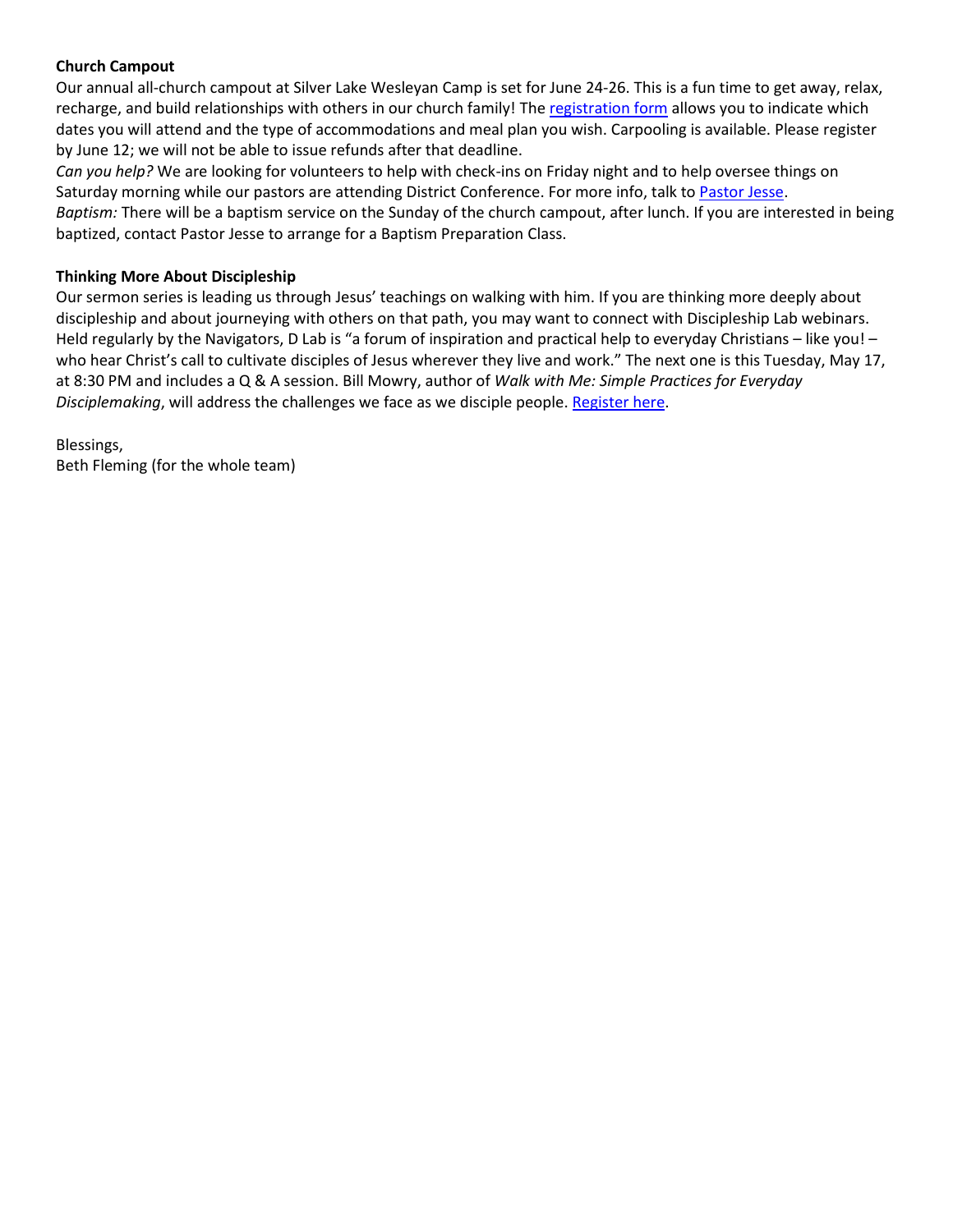**Church Campout**

Our annual all-church campout at Silver Lake Wesleyan Camp is set for June 24-26. This is a fun time to get away, relax, recharge, and build relationships with others in our church family! The registration form allows you to indicate which dates you will attend and the type of accommodations and meal plan you wish. Carpooling is available. Please register by June 12; we will not be able to issue refunds after that deadline.

*Can you help?* We are looking for volunteers to help with check-ins on Friday night and to help oversee things on Saturday morning while our pastors are attending District Conference. For more info, talk to Pastor Jesse.

*Baptism:* There will be a baptism service on the Sunday of the church campout, after lunch. If you are interested in being baptized, contact Pastor Jesse to arrange for a Baptism Preparation Class.

**Thinking More About Discipleship**

Our sermon series is leading us through Jesus' teachings on walking with him. If you are thinking more deeply about discipleship and about journeying with others on that path, you may want to connect with Discipleship Lab webinars. Held regularly by the Navigators, D Lab is "a forum of inspiration and practical help to everyday Christians – like you! – who hear Christ's call to cultivate disciples of Jesus wherever they live and work." The next one is this Tuesday, May 17, at 8:30 PM and includes a Q & A session. Bill Mowry, author of *Walk with Me: Simple Practices for Everyday Disciplemaking*, will address the challenges we face as we disciple people. Register here.

Blessings,
Beth Fleming (for the whole team)